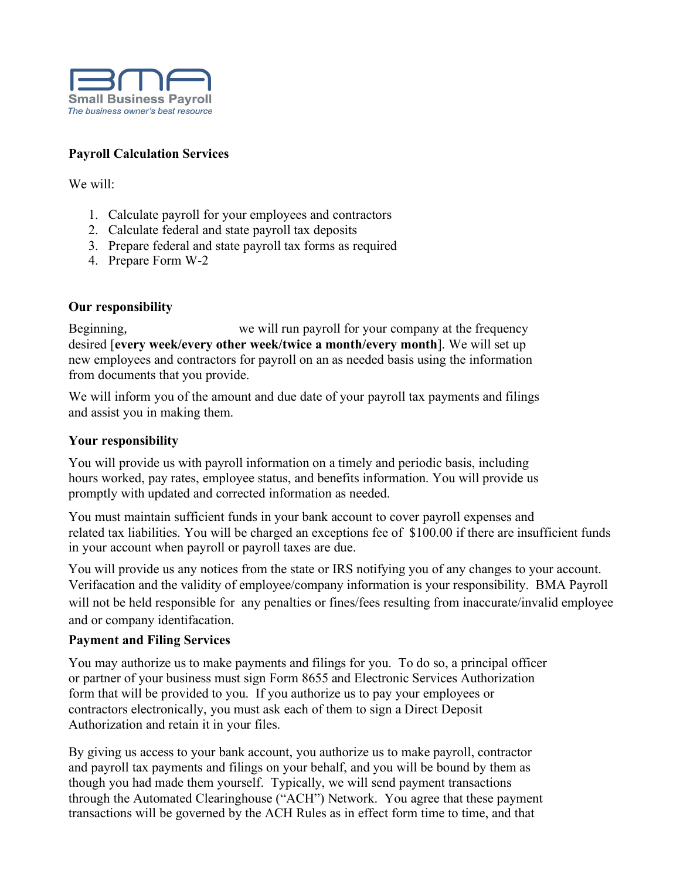BMA

Small Business Payroll

*The business owner's best resource*

**Payroll Calculation Services**

We will:

1. Calculate payroll for your employees and contractors
2. Calculate federal and state payroll tax deposits
3. Prepare federal and state payroll tax forms as required
4. Prepare Form W-2

**Our responsibility**

Beginning, we will run payroll for your company at the frequency desired [**every week/every other week/twice a month/every month**]. We will set up new employees and contractors for payroll on an as needed basis using the information from documents that you provide.

We will inform you of the amount and due date of your payroll tax payments and filings and assist you in making them.

**Your responsibility**

You will provide us with payroll information on a timely and periodic basis, including hours worked, pay rates, employee status, and benefits information. You will provide us promptly with updated and corrected information as needed.

You must maintain sufficient funds in your bank account to cover payroll expenses and related tax liabilities. You will be charged an exceptions fee of $100.00 if there are insufficient funds in your account when payroll or payroll taxes are due.

You will provide us any notices from the state or IRS notifying you of any changes to your account. Verifacation and the validity of employee/company information is your responsibility. BMA Payroll will not be held responsible for any penalties or fines/fees resulting from inaccurate/invalid employee and or company identifacation.

**Payment and Filing Services**

You may authorize us to make payments and filings for you. To do so, a principal officer or partner of your business must sign Form 8655 and Electronic Services Authorization form that will be provided to you. If you authorize us to pay your employees or contractors electronically, you must ask each of them to sign a Direct Deposit Authorization and retain it in your files.

By giving us access to your bank account, you authorize us to make payroll, contractor and payroll tax payments and filings on your behalf, and you will be bound by them as though you had made them yourself. Typically, we will send payment transactions through the Automated Clearinghouse ("ACH") Network. You agree that these payment transactions will be governed by the ACH Rules as in effect form time to time, and that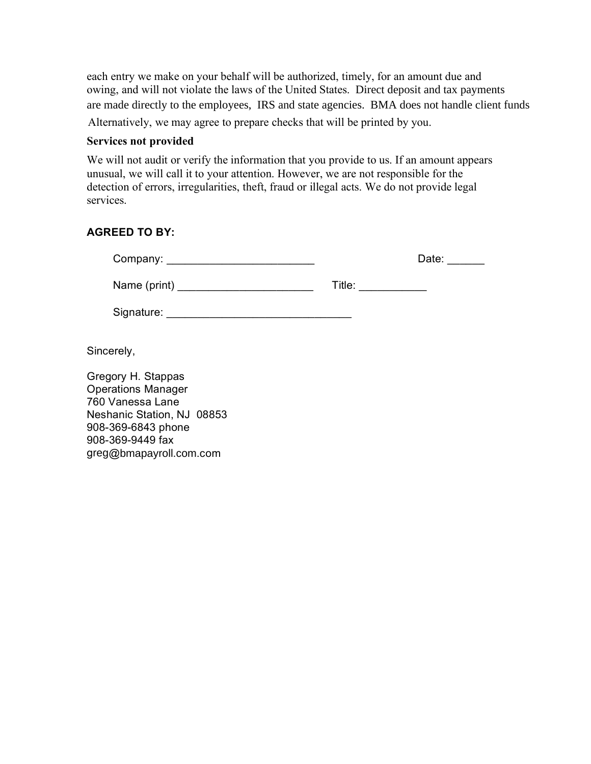each entry we make on your behalf will be authorized, timely, for an amount due and owing, and will not violate the laws of the United States. Direct deposit and tax payments are made directly to the employees, IRS and state agencies. BMA does not handle client funds

Alternatively, we may agree to prepare checks that will be printed by you.

**Services not provided**

We will not audit or verify the information that you provide to us. If an amount appears unusual, we will call it to your attention. However, we are not responsible for the detection of errors, irregularities, theft, fraud or illegal acts. We do not provide legal services.

**AGREED TO BY:**

Company: ________________________ Date: ______

Name (print) ______________________ Title: ___________

Signature: ______________________________

Sincerely,

Gregory H. Stappas
Operations Manager
760 Vanessa Lane
Neshanic Station, NJ 08853
908-369-6843 phone
908-369-9449 fax
greg@bmapayroll.com.com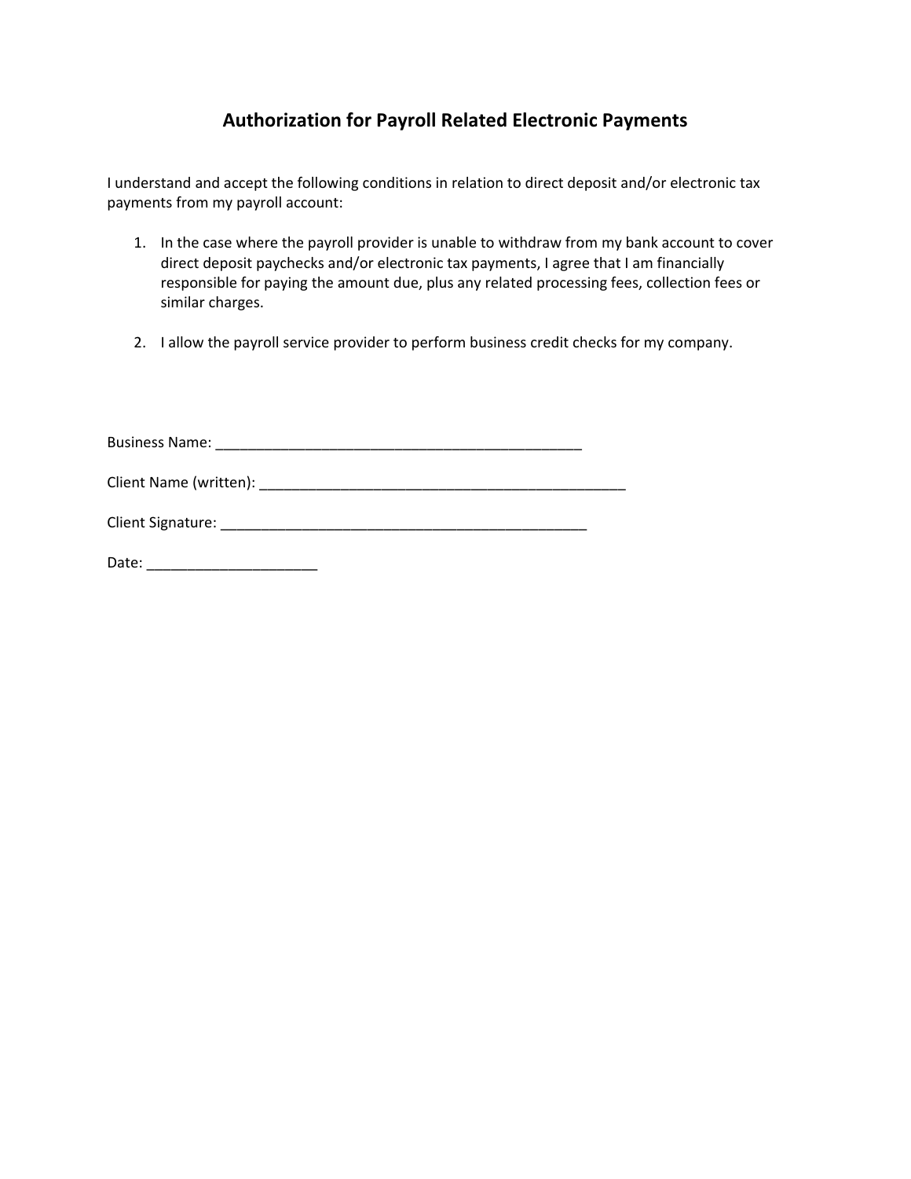## Authorization for Payroll Related Electronic Payments

I understand and accept the following conditions in relation to direct deposit and/or electronic tax payments from my payroll account:

1. In the case where the payroll provider is unable to withdraw from my bank account to cover direct deposit paychecks and/or electronic tax payments, I agree that I am financially responsible for paying the amount due, plus any related processing fees, collection fees or similar charges.

2. I allow the payroll service provider to perform business credit checks for my company.

Business Name: _______________________________________________

Client Name (written): _______________________________________________

Client Signature: _______________________________________________

Date: _____________________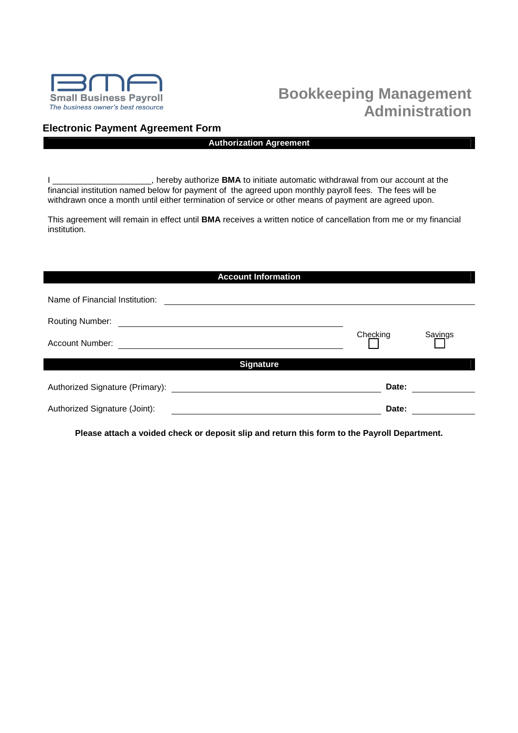BMA
Small Business Payroll
*The business owner's best resource*

# Bookkeeping Management Administration

## Electronic Payment Agreement Form

### Authorization Agreement

I ____________________, hereby authorize **BMA** to initiate automatic withdrawal from our account at the financial institution named below for payment of the agreed upon monthly payroll fees. The fees will be withdrawn once a month until either termination of service or other means of payment are agreed upon.

This agreement will remain in effect until **BMA** receives a written notice of cancellation from me or my financial institution.

### Account Information

Name of Financial Institution: ______________________________

Routing Number: ______________________________

Account Number: ______________________________ Checking ☐ Savings ☐

### Signature

Authorized Signature (Primary): ______________________________ **Date:** __________

Authorized Signature (Joint): ______________________________ **Date:** __________

**Please attach a voided check or deposit slip and return this form to the Payroll Department.**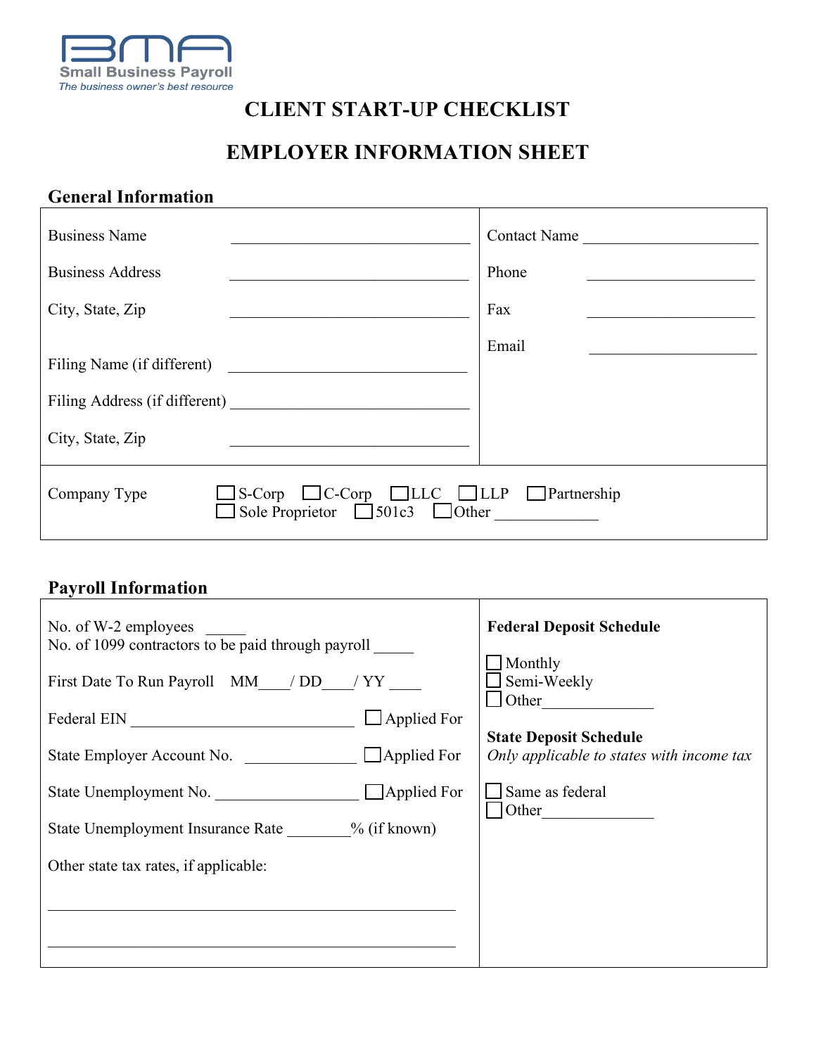BMA
Small Business Payroll
*The business owner's best resource*

# CLIENT START-UP CHECKLIST

# EMPLOYER INFORMATION SHEET

## General Information

Business Name ______________________________

Business Address ______________________________

City, State, Zip ______________________________

Filing Name (if different) ______________________________

Filing Address (if different) ______________________________

City, State, Zip ______________________________

Contact Name ______________________

Phone ______________________

Fax ______________________

Email ______________________

Company Type ☐ S-Corp ☐ C-Corp ☐ LLC ☐ LLP ☐ Partnership ☐ Sole Proprietor ☐ 501c3 ☐ Other ____________

## Payroll Information

No. of W-2 employees _____
No. of 1099 contractors to be paid through payroll _____

First Date To Run Payroll MM____/ DD____/ YY ____

Federal EIN ____________________________ ☐ Applied For

State Employer Account No. ______________ ☐ Applied For

State Unemployment No. __________________ ☐ Applied For

State Unemployment Insurance Rate ________% (if known)

Other state tax rates, if applicable:

______________________________________________________

______________________________________________________

**Federal Deposit Schedule**

☐ Monthly
☐ Semi-Weekly
☐ Other______________

**State Deposit Schedule**
*Only applicable to states with income tax*

☐ Same as federal
☐ Other______________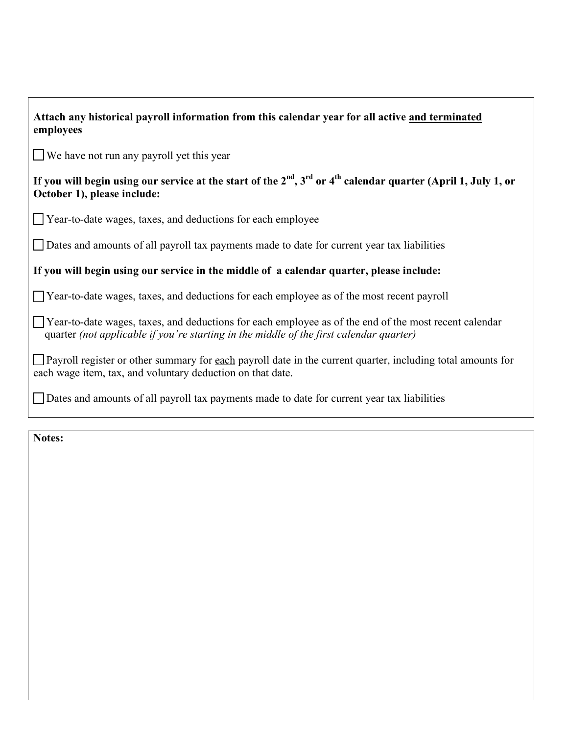**Attach any historical payroll information from this calendar year for all active <u>and terminated</u> employees**

- [ ] We have not run any payroll yet this year

**If you will begin using our service at the start of the 2nd, 3rd or 4th calendar quarter (April 1, July 1, or October 1), please include:**

- [ ] Year-to-date wages, taxes, and deductions for each employee
- [ ] Dates and amounts of all payroll tax payments made to date for current year tax liabilities

**If you will begin using our service in the middle of a calendar quarter, please include:**

- [ ] Year-to-date wages, taxes, and deductions for each employee as of the most recent payroll
- [ ] Year-to-date wages, taxes, and deductions for each employee as of the end of the most recent calendar quarter *(not applicable if you're starting in the middle of the first calendar quarter)*
- [ ] Payroll register or other summary for <u>each</u> payroll date in the current quarter, including total amounts for each wage item, tax, and voluntary deduction on that date.
- [ ] Dates and amounts of all payroll tax payments made to date for current year tax liabilities

**Notes:**